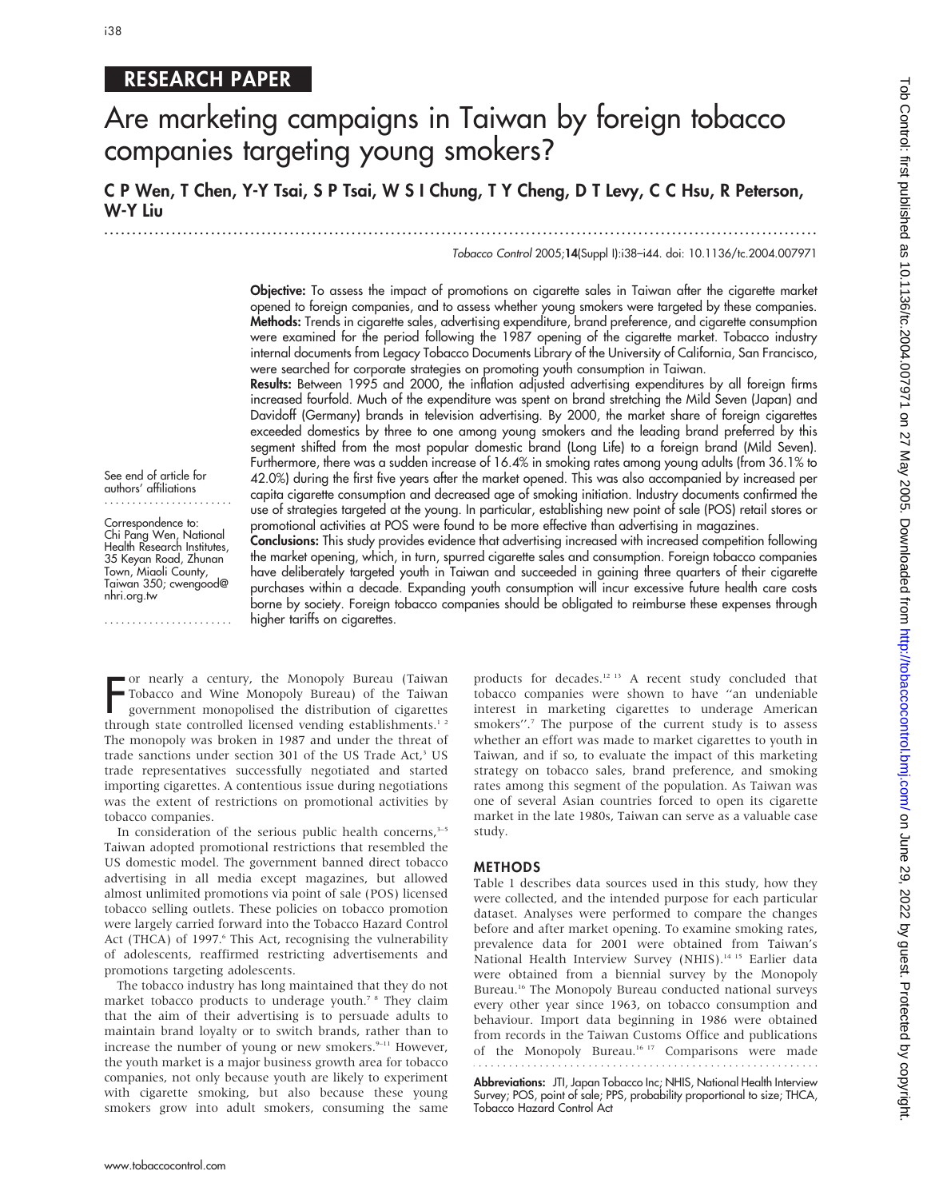RESEARCH PAPER

# Are marketing campaigns in Taiwan by foreign tobacco companies targeting young smokers?

**C P Wen, T Chen, Y-Y Tsai, S P Tsai, W S I Chung, T Y Cheng, D T Levy, C C Hsu, R Peterson, W-Y Liu**

*Tobacco Control* 2005;**14**(Suppl I):i38–i44. doi: 10.1136/tc.2004.007971

**Objective:** To assess the impact of promotions on cigarette sales in Taiwan after the cigarette market opened to foreign companies, and to assess whether young smokers were targeted by these companies.

**Methods:** Trends in cigarette sales, advertising expenditure, brand preference, and cigarette consumption were examined for the period following the 1987 opening of the cigarette market. Tobacco industry internal documents from Legacy Tobacco Documents Library of the University of California, San Francisco, were searched for corporate strategies on promoting youth consumption in Taiwan.

**Results:** Between 1995 and 2000, the inflation adjusted advertising expenditures by all foreign firms increased fourfold. Much of the expenditure was spent on brand stretching the Mild Seven (Japan) and Davidoff (Germany) brands in television advertising. By 2000, the market share of foreign cigarettes exceeded domestics by three to one among young smokers and the leading brand preferred by this segment shifted from the most popular domestic brand (Long Life) to a foreign brand (Mild Seven). Furthermore, there was a sudden increase of 16.4% in smoking rates among young adults (from 36.1% to 42.0%) during the first five years after the market opened. This was also accompanied by increased per capita cigarette consumption and decreased age of smoking initiation. Industry documents confirmed the use of strategies targeted at the young. In particular, establishing new point of sale (POS) retail stores or promotional activities at POS were found to be more effective than advertising in magazines.

**Conclusions:** This study provides evidence that advertising increased with increased competition following the market opening, which, in turn, spurred cigarette sales and consumption. Foreign tobacco companies have deliberately targeted youth in Taiwan and succeeded in gaining three quarters of their cigarette purchases within a decade. Expanding youth consumption will incur excessive future health care costs borne by society. Foreign tobacco companies should be obligated to reimburse these expenses through higher tariffs on cigarettes.

See end of article for authors' affiliations

Correspondence to: Chi Pang Wen, National Health Research Institutes, 35 Keyan Road, Zhunan Town, Miaoli County, Taiwan 350; cwengood@nhri.org.tw

For nearly a century, the Monopoly Bureau (Taiwan Tobacco and Wine Monopoly Bureau) of the Taiwan government monopolised the distribution of cigarettes through state controlled licensed vending establishments.[1,2] The monopoly was broken in 1987 and under the threat of trade sanctions under section 301 of the US Trade Act,[3] US trade representatives successfully negotiated and started importing cigarettes. A contentious issue during negotiations was the extent of restrictions on promotional activities by tobacco companies.

In consideration of the serious public health concerns,[3–5] Taiwan adopted promotional restrictions that resembled the US domestic model. The government banned direct tobacco advertising in all media except magazines, but allowed almost unlimited promotions via point of sale (POS) licensed tobacco selling outlets. These policies on tobacco promotion were largely carried forward into the Tobacco Hazard Control Act (THCA) of 1997.[6] This Act, recognising the vulnerability of adolescents, reaffirmed restricting advertisements and promotions targeting adolescents.

The tobacco industry has long maintained that they do not market tobacco products to underage youth.[7,8] They claim that the aim of their advertising is to persuade adults to maintain brand loyalty or to switch brands, rather than to increase the number of young or new smokers.[9–11] However, the youth market is a major business growth area for tobacco companies, not only because youth are likely to experiment with cigarette smoking, but also because these young smokers grow into adult smokers, consuming the same products for decades.[12,13] A recent study concluded that tobacco companies were shown to have "an undeniable interest in marketing cigarettes to underage American smokers".[7] The purpose of the current study is to assess whether an effort was made to market cigarettes to youth in Taiwan, and if so, to evaluate the impact of this marketing strategy on tobacco sales, brand preference, and smoking rates among this segment of the population. As Taiwan was one of several Asian countries forced to open its cigarette market in the late 1980s, Taiwan can serve as a valuable case study.

## METHODS

Table 1 describes data sources used in this study, how they were collected, and the intended purpose for each particular dataset. Analyses were performed to compare the changes before and after market opening. To examine smoking rates, prevalence data for 2001 were obtained from Taiwan's National Health Interview Survey (NHIS).[14,15] Earlier data were obtained from a biennial survey by the Monopoly Bureau.[16] The Monopoly Bureau conducted national surveys every other year since 1963, on tobacco consumption and behaviour. Import data beginning in 1986 were obtained from records in the Taiwan Customs Office and publications of the Monopoly Bureau.[16,17] Comparisons were made

**Abbreviations:** JTI, Japan Tobacco Inc; NHIS, National Health Interview Survey; POS, point of sale; PPS, probability proportional to size; THCA, Tobacco Hazard Control Act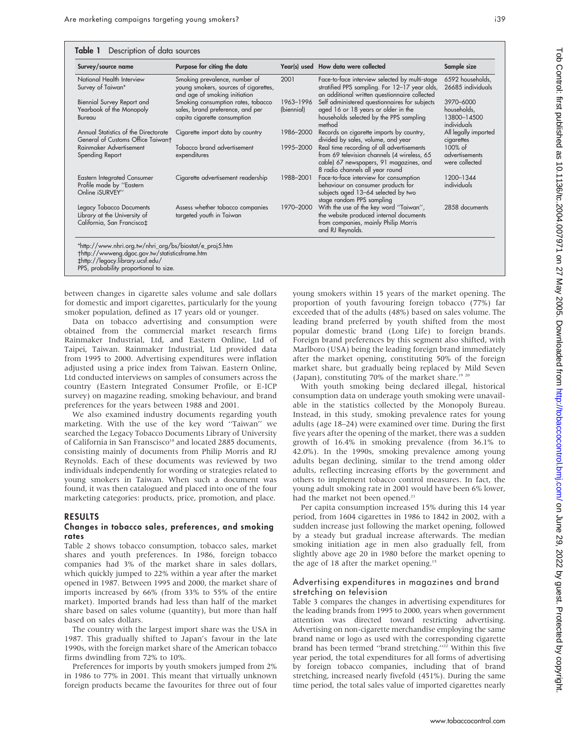**Table 1** Description of data sources

| Survey/source name | Purpose for citing the data | Year(s) used | How data were collected | Sample size |
|---|---|---|---|---|
| National Health Interview Survey of Taiwan* | Smoking prevalence, number of young smokers, sources of cigarettes, and age of smoking initiation | 2001 | Face-to-face interview selected by multi-stage stratified PPS sampling. For 12–17 year olds, an additional written questionnaire collected | 6592 households, 26685 individuals |
| Biennial Survey Report and Yearbook of the Monopoly Bureau | Smoking consumption rates, tobacco sales, brand preference, and per capita cigarette consumption | 1963–1996 (biennial) | Self administered questionnaires for subjects aged 16 or 18 years or older in the households selected by the PPS sampling method | 3970–6000 households, 13800–14500 individuals |
| Annual Statistics of the Directorate General of Customs Office Taiwan† | Cigarette import data by country | 1986–2000 | Records on cigarette imports by country, divided by sales, volume, and year | All legally imported cigarettes |
| Rainmaker Advertisement Spending Report | Tobacco brand advertisement expenditures | 1995–2000 | Real time recording of all advertisements from 69 television channels (4 wireless, 65 cable) 67 newspapers, 91 magazines, and 8 radio channels all year round | 100% of advertisements were collected |
| Eastern Integrated Consumer Profile made by "Eastern Online iSURVEY" | Cigarette advertisement readership | 1988–2001 | Face-to-face interview for consumption behaviour on consumer products for subjects aged 13–64 selected by two stage random PPS sampling | 1200–1344 individuals |
| Legacy Tobacco Documents Library at the University of California, San Francisco‡ | Assess whether tobacco companies targeted youth in Taiwan | 1970–2000 | With the use of the key word "Taiwan", the website produced internal documents from companies, mainly Philip Morris and RJ Reynolds. | 2858 documents |

*http://www.nhri.org.tw/nhri_org/bs/biostat/e_proj5.htm
†http://wwweng.dgoc.gov.tw/statisticsframe.htm
‡http://legacy.library.ucsf.edu/
PPS, probability proportional to size.

between changes in cigarette sales volume and sale dollars for domestic and import cigarettes, particularly for the young smoker population, defined as 17 years old or younger.

Data on tobacco advertising and consumption were obtained from the commercial market research firms Rainmaker Industrial, Ltd, and Eastern Online, Ltd of Taipei, Taiwan. Rainmaker Industrial, Ltd provided data from 1995 to 2000. Advertising expenditures were inflation adjusted using a price index from Taiwan. Eastern Online, Ltd conducted interviews on samples of consumers across the country (Eastern Integrated Consumer Profile, or E-ICP survey) on magazine reading, smoking behaviour, and brand preferences for the years between 1988 and 2001.

We also examined industry documents regarding youth marketing. With the use of the key word "Taiwan" we searched the Legacy Tobacco Documents Library of University of California in San Franscisco[18] and located 2885 documents, consisting mainly of documents from Philip Morris and RJ Reynolds. Each of these documents was reviewed by two individuals independently for wording or strategies related to young smokers in Taiwan. When such a document was found, it was then catalogued and placed into one of the four marketing categories: products, price, promotion, and place.

## RESULTS

### Changes in tobacco sales, preferences, and smoking rates

Table 2 shows tobacco consumption, tobacco sales, market shares and youth preferences. In 1986, foreign tobacco companies had 3% of the market share in sales dollars, which quickly jumped to 22% within a year after the market opened in 1987. Between 1995 and 2000, the market share of imports increased by 66% (from 33% to 55% of the entire market). Imported brands had less than half of the market share based on sales volume (quantity), but more than half based on sales dollars.

The country with the largest import share was the USA in 1987. This gradually shifted to Japan's favour in the late 1990s, with the foreign market share of the American tobacco firms dwindling from 72% to 10%.

Preferences for imports by youth smokers jumped from 2% in 1986 to 77% in 2001. This meant that virtually unknown foreign products became the favourites for three out of four young smokers within 15 years of the market opening. The proportion of youth favouring foreign tobacco (77%) far exceeded that of the adults (48%) based on sales volume. The leading brand preferred by youth shifted from the most popular domestic brand (Long Life) to foreign brands. Foreign brand preferences by this segment also shifted, with Marlboro (USA) being the leading foreign brand immediately after the market opening, constituting 50% of the foreign market share, but gradually being replaced by Mild Seven (Japan), constituting 70% of the market share.[19 20]

With youth smoking being declared illegal, historical consumption data on underage youth smoking were unavailable in the statistics collected by the Monopoly Bureau. Instead, in this study, smoking prevalence rates for young adults (age 18–24) were examined over time. During the first five years after the opening of the market, there was a sudden growth of 16.4% in smoking prevalence (from 36.1% to 42.0%). In the 1990s, smoking prevalence among young adults began declining, similar to the trend among older adults, reflecting increasing efforts by the government and others to implement tobacco control measures. In fact, the young adult smoking rate in 2001 would have been 6% lower, had the market not been opened.[21]

Per capita consumption increased 15% during this 14 year period, from 1604 cigarettes in 1986 to 1842 in 2002, with a sudden increase just following the market opening, followed by a steady but gradual increase afterwards. The median smoking initiation age in men also gradually fell, from slightly above age 20 in 1980 before the market opening to the age of 18 after the market opening.[15]

### Advertising expenditures in magazines and brand stretching on television

Table 3 compares the changes in advertising expenditures for the leading brands from 1995 to 2000, years when government attention was directed toward restricting advertising. Advertising on non-cigarette merchandise employing the same brand name or logo as used with the corresponding cigarette brand has been termed "brand stretching."[22] Within this five year period, the total expenditures for all forms of advertising by foreign tobacco companies, including that of brand stretching, increased nearly fivefold (451%). During the same time period, the total sales value of imported cigarettes nearly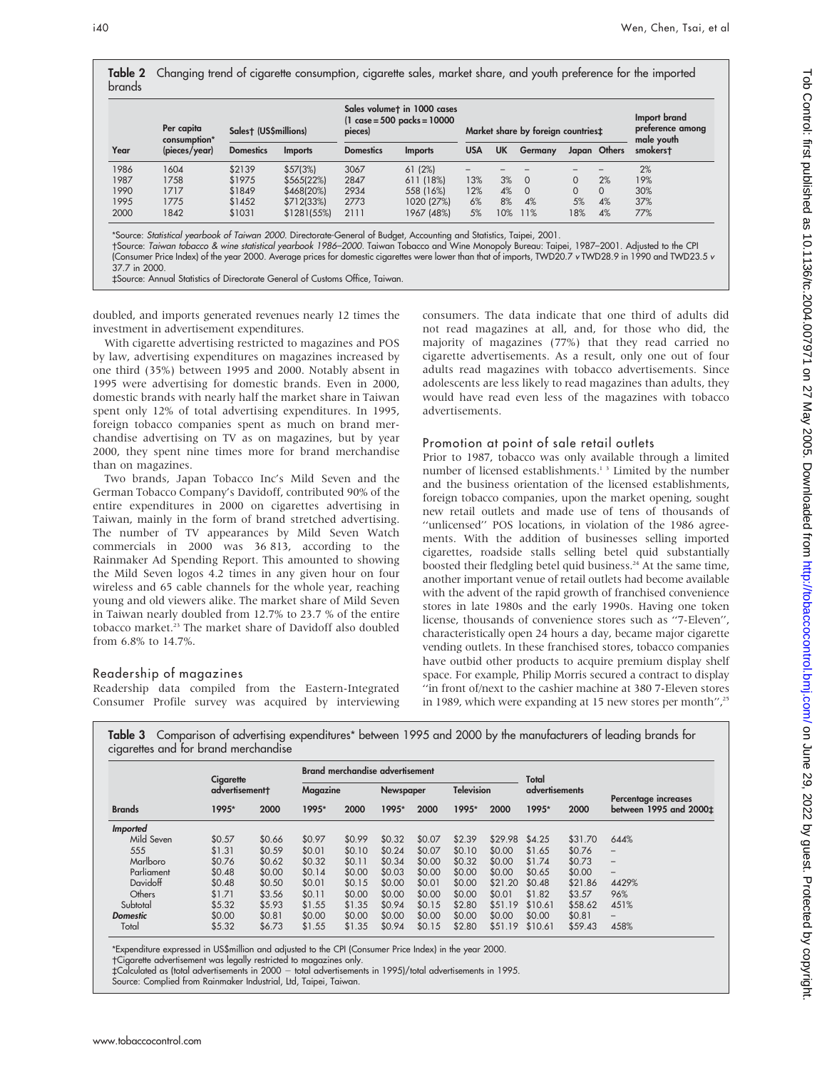**Table 2** Changing trend of cigarette consumption, cigarette sales, market share, and youth preference for the imported brands

| Year | Per capita consumption* (pieces/year) | Sales† (US$millions) | | Sales volume† in 1000 cases (1 case = 500 packs = 10000 pieces) | | Market share by foreign countries‡ | | | | | Import brand preference among male youth smokers† |
|---|---|---|---|---|---|---|---|---|---|---|---|
| | | Domestics | Imports | Domestics | Imports | USA | UK | Germany | Japan | Others | |
| 1986 | 1604 | $2139 | $57(3%) | 3067 | 61 (2%) | – | – | – | – | – | 2% |
| 1987 | 1758 | $1975 | $565(22%) | 2847 | 611 (18%) | 13% | 3% | 0 | 0 | 2% | 19% |
| 1990 | 1717 | $1849 | $468(20%) | 2934 | 558 (16%) | 12% | 4% | 0 | 0 | 0 | 30% |
| 1995 | 1775 | $1452 | $712(33%) | 2773 | 1020 (27%) | 6% | 8% | 4% | 5% | 4% | 37% |
| 2000 | 1842 | $1031 | $1281(55%) | 2111 | 1967 (48%) | 5% | 10% | 11% | 18% | 4% | 77% |

*Source: *Statistical yearbook of Taiwan 2000*. Directorate-General of Budget, Accounting and Statistics, Taipei, 2001.
†Source: *Taiwan tobacco & wine statistical yearbook 1986–2000*. Taiwan Tobacco and Wine Monopoly Bureau: Taipei, 1987–2001. Adjusted to the CPI (Consumer Price Index) of the year 2000. Average prices for domestic cigarettes were lower than that of imports, TWD20.7 *v* TWD28.9 in 1990 and TWD23.5 *v* 37.7 in 2000.
‡Source: Annual Statistics of Directorate General of Customs Office, Taiwan.

doubled, and imports generated revenues nearly 12 times the investment in advertisement expenditures.

With cigarette advertising restricted to magazines and POS by law, advertising expenditures on magazines increased by one third (35%) between 1995 and 2000. Notably absent in 1995 were advertising for domestic brands. Even in 2000, domestic brands with nearly half the market share in Taiwan spent only 12% of total advertising expenditures. In 1995, foreign tobacco companies spent as much on brand merchandise advertising on TV as on magazines, but by year 2000, they spent nine times more for brand merchandise than on magazines.

Two brands, Japan Tobacco Inc's Mild Seven and the German Tobacco Company's Davidoff, contributed 90% of the entire expenditures in 2000 on cigarettes advertising in Taiwan, mainly in the form of brand stretched advertising. The number of TV appearances by Mild Seven Watch commercials in 2000 was 36 813, according to the Rainmaker Ad Spending Report. This amounted to showing the Mild Seven logos 4.2 times in any given hour on four wireless and 65 cable channels for the whole year, reaching young and old viewers alike. The market share of Mild Seven in Taiwan nearly doubled from 12.7% to 23.7 % of the entire tobacco market.[23] The market share of Davidoff also doubled from 6.8% to 14.7%.

## Readership of magazines

Readership data compiled from the Eastern-Integrated Consumer Profile survey was acquired by interviewing consumers. The data indicate that one third of adults did not read magazines at all, and, for those who did, the majority of magazines (77%) that they read carried no cigarette advertisements. As a result, only one out of four adults read magazines with tobacco advertisements. Since adolescents are less likely to read magazines than adults, they would have read even less of the magazines with tobacco advertisements.

## Promotion at point of sale retail outlets

Prior to 1987, tobacco was only available through a limited number of licensed establishments.[1,3] Limited by the number and the business orientation of the licensed establishments, foreign tobacco companies, upon the market opening, sought new retail outlets and made use of tens of thousands of ''unlicensed'' POS locations, in violation of the 1986 agreements. With the addition of businesses selling imported cigarettes, roadside stalls selling betel quid substantially boosted their fledgling betel quid business.[24] At the same time, another important venue of retail outlets had become available with the advent of the rapid growth of franchised convenience stores in late 1980s and the early 1990s. Having one token license, thousands of convenience stores such as ''7-Eleven'', characteristically open 24 hours a day, became major cigarette vending outlets. In these franchised stores, tobacco companies have outbid other products to acquire premium display shelf space. For example, Philip Morris secured a contract to display ''in front of/next to the cashier machine at 380 7-Eleven stores in 1989, which were expanding at 15 new stores per month'',[25]

**Table 3** Comparison of advertising expenditures* between 1995 and 2000 by the manufacturers of leading brands for cigarettes and for brand merchandise

| Brands | Cigarette advertisement† | | Brand merchandise advertisement: Magazine | | Newspaper | | Television | | Total advertisements | | Percentage increases between 1995 and 2000‡ |
|---|---|---|---|---|---|---|---|---|---|---|---|
| | 1995* | 2000 | 1995* | 2000 | 1995* | 2000 | 1995* | 2000 | 1995* | 2000 | |
| *Imported* | | | | | | | | | | | |
| Mild Seven | $0.57 | $0.66 | $0.97 | $0.99 | $0.32 | $0.07 | $2.39 | $29.98 | $4.25 | $31.70 | 644% |
| 555 | $1.31 | $0.59 | $0.01 | $0.10 | $0.24 | $0.07 | $0.10 | $0.00 | $1.65 | $0.76 | – |
| Marlboro | $0.76 | $0.62 | $0.32 | $0.11 | $0.34 | $0.00 | $0.32 | $0.00 | $1.74 | $0.73 | – |
| Parliament | $0.48 | $0.00 | $0.14 | $0.00 | $0.03 | $0.00 | $0.00 | $0.00 | $0.65 | $0.00 | – |
| Davidoff | $0.48 | $0.50 | $0.01 | $0.15 | $0.00 | $0.01 | $0.00 | $21.20 | $0.48 | $21.86 | 4429% |
| Others | $1.71 | $3.56 | $0.11 | $0.00 | $0.00 | $0.00 | $0.00 | $0.01 | $1.82 | $3.57 | 96% |
| Subtotal | $5.32 | $5.93 | $1.55 | $1.35 | $0.94 | $0.15 | $2.80 | $51.19 | $10.61 | $58.62 | 451% |
| *Domestic* | $0.00 | $0.81 | $0.00 | $0.00 | $0.00 | $0.00 | $0.00 | $0.00 | $0.00 | $0.81 | – |
| Total | $5.32 | $6.73 | $1.55 | $1.35 | $0.94 | $0.15 | $2.80 | $51.19 | $10.61 | $59.43 | 458% |

*Expenditure expressed in US$million and adjusted to the CPI (Consumer Price Index) in the year 2000.
†Cigarette advertisement was legally restricted to magazines only.
‡Calculated as (total advertisements in 2000 − total advertisements in 1995)/total advertisements in 1995.
Source: Complied from Rainmaker Industrial, Ltd, Taipei, Taiwan.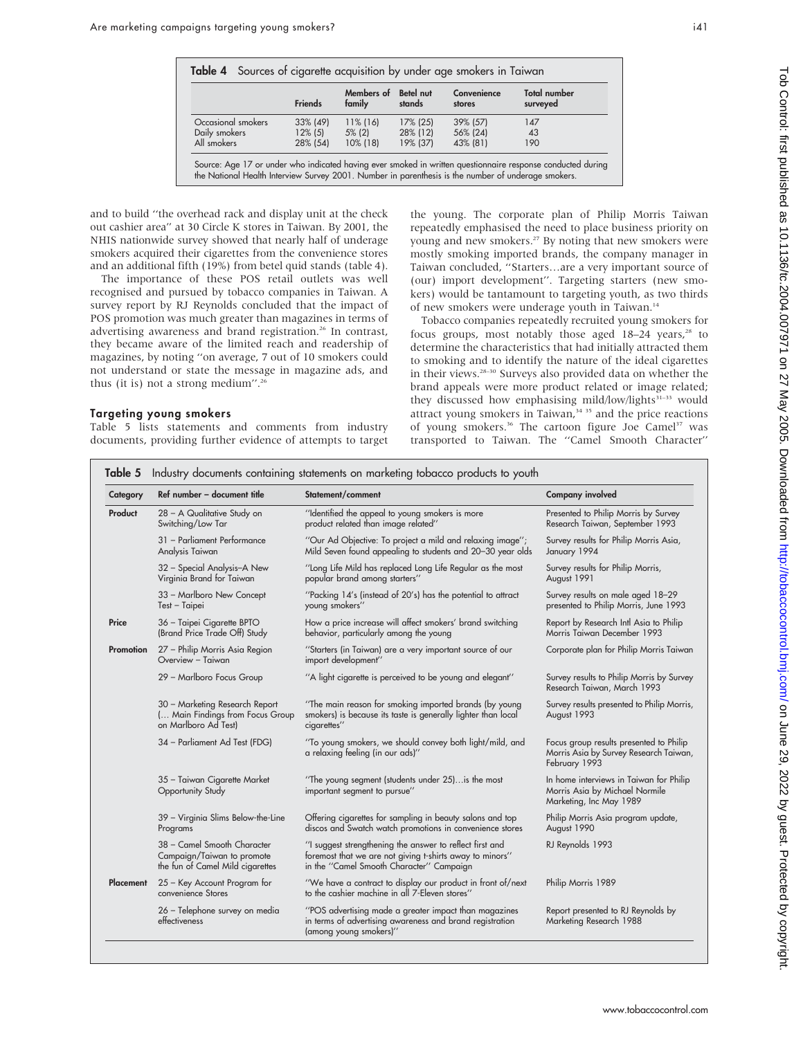**Table 4** Sources of cigarette acquisition by under age smokers in Taiwan

| | Friends | Members of family | Betel nut stands | Convenience stores | Total number surveyed |
|---|---|---|---|---|---|
| Occasional smokers | 33% (49) | 11% (16) | 17% (25) | 39% (57) | 147 |
| Daily smokers | 12% (5) | 5% (2) | 28% (12) | 56% (24) | 43 |
| All smokers | 28% (54) | 10% (18) | 19% (37) | 43% (81) | 190 |

Source: Age 17 or under who indicated having ever smoked in written questionnaire response conducted during the National Health Interview Survey 2001. Number in parenthesis is the number of underage smokers.

and to build "the overhead rack and display unit at the check out cashier area" at 30 Circle K stores in Taiwan. By 2001, the NHIS nationwide survey showed that nearly half of underage smokers acquired their cigarettes from the convenience stores and an additional fifth (19%) from betel quid stands (table 4).

The importance of these POS retail outlets was well recognised and pursued by tobacco companies in Taiwan. A survey report by RJ Reynolds concluded that the impact of POS promotion was much greater than magazines in terms of advertising awareness and brand registration.[26] In contrast, they became aware of the limited reach and readership of magazines, by noting "on average, 7 out of 10 smokers could not understand or state the message in magazine ads, and thus (it is) not a strong medium".[26]

### Targeting young smokers

Table 5 lists statements and comments from industry documents, providing further evidence of attempts to target the young. The corporate plan of Philip Morris Taiwan repeatedly emphasised the need to place business priority on young and new smokers.[27] By noting that new smokers were mostly smoking imported brands, the company manager in Taiwan concluded, "Starters…are a very important source of (our) import development". Targeting starters (new smokers) would be tantamount to targeting youth, as two thirds of new smokers were underage youth in Taiwan.[14]

Tobacco companies repeatedly recruited young smokers for focus groups, most notably those aged 18–24 years,[28] to determine the characteristics that had initially attracted them to smoking and to identify the nature of the ideal cigarettes in their views.[28–30] Surveys also provided data on whether the brand appeals were more product related or image related; they discussed how emphasising mild/low/lights[31–33] would attract young smokers in Taiwan,[34 35] and the price reactions of young smokers.[36] The cartoon figure Joe Camel[37] was transported to Taiwan. The "Camel Smooth Character"

**Table 5** Industry documents containing statements on marketing tobacco products to youth

| Category | Ref number – document title | Statement/comment | Company involved |
|---|---|---|---|
| **Product** | 28 – A Qualitative Study on Switching/Low Tar | "Identified the appeal to young smokers is more product related than image related" | Presented to Philip Morris by Survey Research Taiwan, September 1993 |
| | 31 – Parliament Performance Analysis Taiwan | "Our Ad Objective: To project a mild and relaxing image"; Mild Seven found appealing to students and 20–30 year olds | Survey results for Philip Morris Asia, January 1994 |
| | 32 – Special Analysis–A New Virginia Brand for Taiwan | "Long Life Mild has replaced Long Life Regular as the most popular brand among starters" | Survey results for Philip Morris, August 1991 |
| | 33 – Marlboro New Concept Test – Taipei | "Packing 14's (instead of 20's) has the potential to attract young smokers" | Survey results on male aged 18–29 presented to Philip Morris, June 1993 |
| **Price** | 36 – Taipei Cigarette BPTO (Brand Price Trade Off) Study | How a price increase will affect smokers' brand switching behavior, particularly among the young | Report by Research Intl Asia to Philip Morris Taiwan December 1993 |
| **Promotion** | 27 – Philip Morris Asia Region Overview – Taiwan | "Starters (in Taiwan) are a very important source of our import development" | Corporate plan for Philip Morris Taiwan |
| | 29 – Marlboro Focus Group | "A light cigarette is perceived to be young and elegant" | Survey results to Philip Morris by Survey Research Taiwan, March 1993 |
| | 30 – Marketing Research Report (… Main Findings from Focus Group on Marlboro Ad Test) | "The main reason for smoking imported brands (by young smokers) is because its taste is generally lighter than local cigarettes" | Survey results presented to Philip Morris, August 1993 |
| | 34 – Parliament Ad Test (FDG) | "To young smokers, we should convey both light/mild, and a relaxing feeling (in our ads)" | Focus group results presented to Philip Morris Asia by Survey Research Taiwan, February 1993 |
| | 35 – Taiwan Cigarette Market Opportunity Study | "The young segment (students under 25)…is the most important segment to pursue" | In home interviews in Taiwan for Philip Morris Asia by Michael Normile Marketing, Inc May 1989 |
| | 39 – Virginia Slims Below-the-Line Programs | Offering cigarettes for sampling in beauty salons and top discos and Swatch watch promotions in convenience stores | Philip Morris Asia program update, August 1990 |
| | 38 – Camel Smooth Character Campaign/Taiwan to promote the fun of Camel Mild cigarettes | "I suggest strengthening the answer to reflect first and foremost that we are not giving t-shirts away to minors" in the "Camel Smooth Character" Campaign | RJ Reynolds 1993 |
| **Placement** | 25 – Key Account Program for convenience Stores | "We have a contract to display our product in front of/next to the cashier machine in all 7-Eleven stores" | Philip Morris 1989 |
| | 26 – Telephone survey on media effectiveness | "POS advertising made a greater impact than magazines in terms of advertising awareness and brand registration (among young smokers)" | Report presented to RJ Reynolds by Marketing Research 1988 |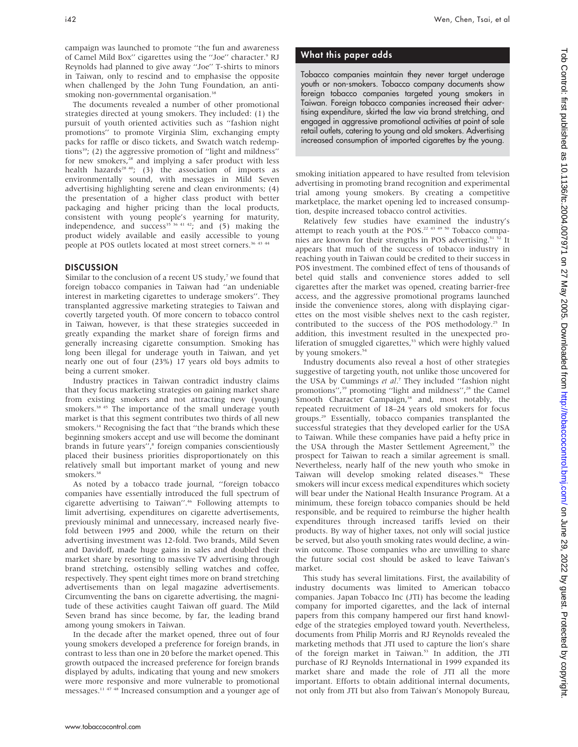campaign was launched to promote "the fun and awareness of Camel Mild Box" cigarettes using the "Joe" character.[9] RJ Reynolds had planned to give away "Joe" T-shirts to minors in Taiwan, only to rescind and to emphasise the opposite when challenged by the John Tung Foundation, an anti-smoking non-governmental organisation.[38]

The documents revealed a number of other promotional strategies directed at young smokers. They included: (1) the pursuit of youth oriented activities such as "fashion night promotions" to promote Virginia Slim, exchanging empty packs for raffle or disco tickets, and Swatch watch redemptions[39]; (2) the aggressive promotion of "light and mildness" for new smokers,[28] and implying a safer product with less health hazards[28 40]; (3) the association of imports as environmentally sound, with messages in Mild Seven advertising highlighting serene and clean environments; (4) the presentation of a higher class product with better packaging and higher pricing than the local products, consistent with young people's yearning for maturity, independence, and success[35 36 41 42]; and (5) making the product widely available and easily accessible to young people at POS outlets located at most street corners.[36 43 44]

## DISCUSSION

Similar to the conclusion of a recent US study,[7] we found that foreign tobacco companies in Taiwan had "an undeniable interest in marketing cigarettes to underage smokers". They transplanted aggressive marketing strategies to Taiwan and covertly targeted youth. Of more concern to tobacco control in Taiwan, however, is that these strategies succeeded in greatly expanding the market share of foreign firms and generally increasing cigarette consumption. Smoking has long been illegal for underage youth in Taiwan, and yet nearly one out of four (23%) 17 years old boys admits to being a current smoker.

Industry practices in Taiwan contradict industry claims that they focus marketing strategies on gaining market share from existing smokers and not attracting new (young) smokers.[38 45] The importance of the small underage youth market is that this segment contributes two thirds of all new smokers.[14] Recognising the fact that "the brands which these beginning smokers accept and use will become the dominant brands in future years",[8] foreign companies conscientiously placed their business priorities disproportionately on this relatively small but important market of young and new smokers.[38]

As noted by a tobacco trade journal, "foreign tobacco companies have essentially introduced the full spectrum of cigarette advertising to Taiwan".[46] Following attempts to limit advertising, expenditures on cigarette advertisements, previously minimal and unnecessary, increased nearly five-fold between 1995 and 2000, while the return on their advertising investment was 12-fold. Two brands, Mild Seven and Davidoff, made huge gains in sales and doubled their market share by resorting to massive TV advertising through brand stretching, ostensibly selling watches and coffee, respectively. They spent eight times more on brand stretching advertisements than on legal magazine advertisements. Circumventing the bans on cigarette advertising, the magnitude of these activities caught Taiwan off guard. The Mild Seven brand has since become, by far, the leading brand among young smokers in Taiwan.

In the decade after the market opened, three out of four young smokers developed a preference for foreign brands, in contrast to less than one in 20 before the market opened. This growth outpaced the increased preference for foreign brands displayed by adults, indicating that young and new smokers were more responsive and more vulnerable to promotional messages.[11 47 48] Increased consumption and a younger age of smoking initiation appeared to have resulted from television advertising in promoting brand recognition and experimental trial among young smokers. By creating a competitive marketplace, the market opening led to increased consumption, despite increased tobacco control activities.

Relatively few studies have examined the industry's attempt to reach youth at the POS.[22 43 49 50] Tobacco companies are known for their strengths in POS advertising.[51 52] It appears that much of the success of tobacco industry in reaching youth in Taiwan could be credited to their success in POS investment. The combined effect of tens of thousands of betel quid stalls and convenience stores added to sell cigarettes after the market was opened, creating barrier-free access, and the aggressive promotional programs launched inside the convenience stores, along with displaying cigarettes on the most visible shelves next to the cash register, contributed to the success of the POS methodology.[25] In addition, this investment resulted in the unexpected proliferation of smuggled cigarettes,[53] which were highly valued by young smokers.[54]

Industry documents also reveal a host of other strategies suggestive of targeting youth, not unlike those uncovered for the USA by Cummings *et al*.[7] They included "fashion night promotions",[39] promoting "light and mildness",[28] the Camel Smooth Character Campaign,[38] and, most notably, the repeated recruitment of 18–24 years old smokers for focus groups.[29] Essentially, tobacco companies transplanted the successful strategies that they developed earlier for the USA to Taiwan. While these companies have paid a hefty price in the USA through the Master Settlement Agreement,[55] the prospect for Taiwan to reach a similar agreement is small. Nevertheless, nearly half of the new youth who smoke in Taiwan will develop smoking related diseases.[56] These smokers will incur excess medical expenditures which society will bear under the National Health Insurance Program. At a minimum, these foreign tobacco companies should be held responsible, and be required to reimburse the higher health expenditures through increased tariffs levied on their products. By way of higher taxes, not only will social justice be served, but also youth smoking rates would decline, a win-win outcome. Those companies who are unwilling to share the future social cost should be asked to leave Taiwan's market.

This study has several limitations. First, the availability of industry documents was limited to American tobacco companies. Japan Tobacco Inc (JTI) has become the leading company for imported cigarettes, and the lack of internal papers from this company hampered our first hand knowledge of the strategies employed toward youth. Nevertheless, documents from Philip Morris and RJ Reynolds revealed the marketing methods that JTI used to capture the lion's share of the foreign market in Taiwan.[53] In addition, the JTI purchase of RJ Reynolds International in 1999 expanded its market share and made the role of JTI all the more important. Efforts to obtain additional internal documents, not only from JTI but also from Taiwan's Monopoly Bureau,

> **What this paper adds**
>
> Tobacco companies maintain they never target underage youth or non-smokers. Tobacco company documents show foreign tobacco companies targeted young smokers in Taiwan. Foreign tobacco companies increased their advertising expenditure, skirted the law via brand stretching, and engaged in aggressive promotional activities at point of sale retail outlets, catering to young and old smokers. Advertising increased consumption of imported cigarettes by the young.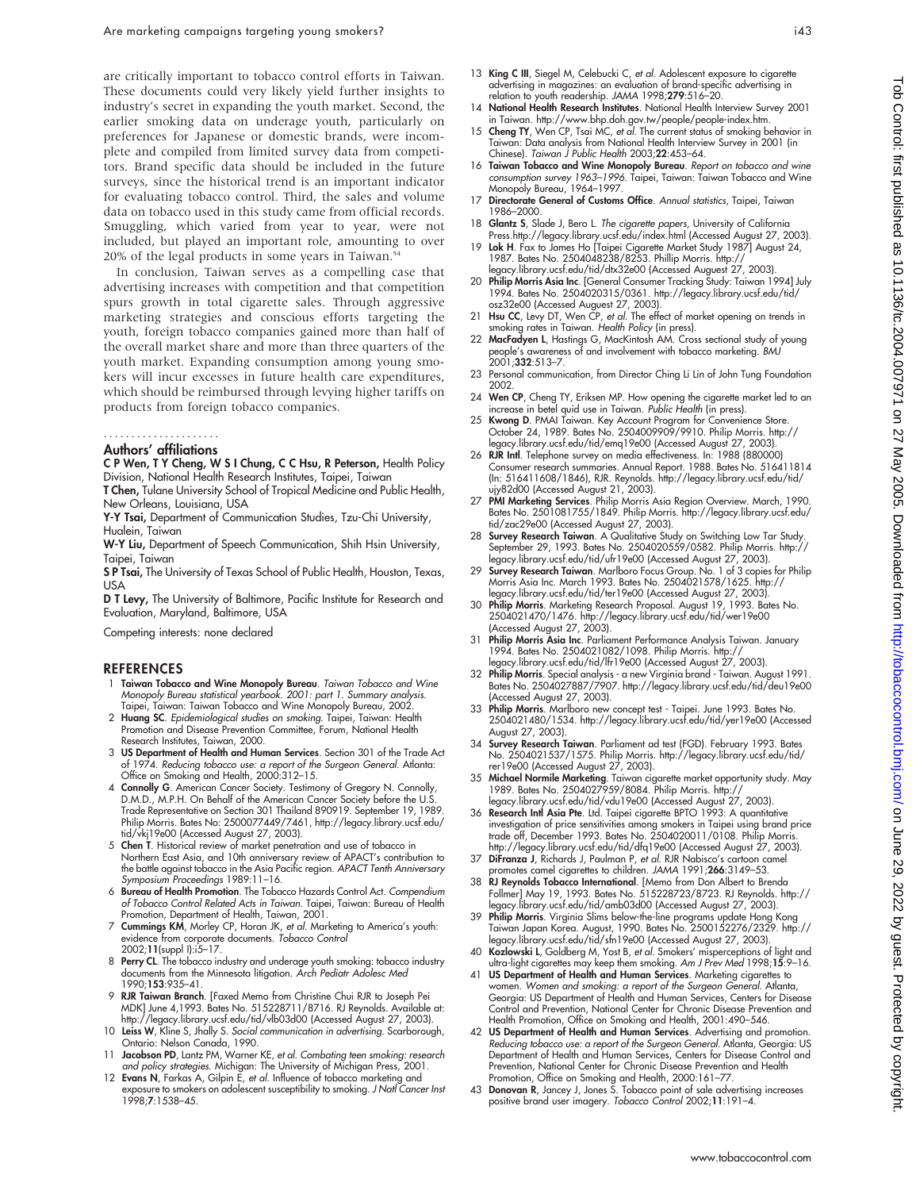are critically important to tobacco control efforts in Taiwan. These documents could very likely yield further insights to industry's secret in expanding the youth market. Second, the earlier smoking data on underage youth, particularly on preferences for Japanese or domestic brands, were incomplete and compiled from limited survey data from competitors. Brand specific data should be included in the future surveys, since the historical trend is an important indicator for evaluating tobacco control. Third, the sales and volume data on tobacco used in this study came from official records. Smuggling, which varied from year to year, were not included, but played an important role, amounting to over 20% of the legal products in some years in Taiwan.[54]

In conclusion, Taiwan serves as a compelling case that advertising increases with competition and that competition spurs growth in total cigarette sales. Through aggressive marketing strategies and conscious efforts targeting the youth, foreign tobacco companies gained more than half of the overall market share and more than three quarters of the youth market. Expanding consumption among young smokers will incur excesses in future health care expenditures, which should be reimbursed through levying higher tariffs on products from foreign tobacco companies.

## Authors' affiliations

**C P Wen, T Y Cheng, W S I Chung, C C Hsu, R Peterson,** Health Policy Division, National Health Research Institutes, Taipei, Taiwan

**T Chen,** Tulane University School of Tropical Medicine and Public Health, New Orleans, Louisiana, USA

**Y-Y Tsai,** Department of Communication Studies, Tzu-Chi University, Hualein, Taiwan

**W-Y Liu,** Department of Speech Communication, Shih Hsin University, Taipei, Taiwan

**S P Tsai,** The University of Texas School of Public Health, Houston, Texas, USA

**D T Levy,** The University of Baltimore, Pacific Institute for Research and Evaluation, Maryland, Baltimore, USA

Competing interests: none declared

## REFERENCES

1. **Taiwan Tobacco and Wine Monopoly Bureau**. *Taiwan Tobacco and Wine Monopoly Bureau statistical yearbook. 2001: part 1. Summary analysis.* Taipei, Taiwan: Taiwan Tobacco and Wine Monopoly Bureau, 2002.
2. **Huang SC**. *Epidemiological studies on smoking*. Taipei, Taiwan: Health Promotion and Disease Prevention Committee, Forum, National Health Research Institutes, Taiwan, 2000.
3. **US Department of Health and Human Services**. Section 301 of the Trade Act of 1974. *Reducing tobacco use: a report of the Surgeon General*. Atlanta: Office on Smoking and Health, 2000:312–15.
4. **Connolly G**. American Cancer Society. Testimony of Gregory N. Connolly, D.M.D., M.P.H. On Behalf of the American Cancer Society before the U.S. Trade Representative on Section 301 Thailand 890919. September 19, 1989. Philip Morris. Bates No: 2500077449/7461, http://legacy.library.ucsf.edu/tid/vkj19e00 (Accessed August 27, 2003).
5. **Chen T**. Historical review of market penetration and use of tobacco in Northern East Asia, and 10th anniversary review of APACT's contribution to the battle against tobacco in the Asia Pacific region. *APACT Tenth Anniversary Symposium Proceedings* 1989:11–16.
6. **Bureau of Health Promotion**. The Tobacco Hazards Control Act. *Compendium of Tobacco Control Related Acts in Taiwan*. Taipei, Taiwan: Bureau of Health Promotion, Department of Health, Taiwan, 2001.
7. **Cummings KM**, Morley CP, Horan JK, *et al*. Marketing to America's youth: evidence from corporate documents. *Tobacco Control* 2002;**11**(suppl I):i5–17.
8. **Perry CL**. The tobacco industry and underage youth smoking: tobacco industry documents from the Minnesota litigation. *Arch Pediatr Adolesc Med* 1990;**153**:935–41.
9. **RJR Taiwan Branch**. [Faxed Memo from Christine Chui RJR to Joseph Pei MDK] June 4,1993. Bates No. 515228711/8716. RJ Reynolds. Available at: http://legacy.library.ucsf.edu/tid/vlb03d00 (Accessed August 27, 2003).
10. **Leiss W**, Kline S, Jhally S. *Social communication in advertising*. Scarborough, Ontario: Nelson Canada, 1990.
11. **Jacobson PD**, Lantz PM, Warner KE, *et al*. *Combating teen smoking: research and policy strategies*. Michigan: The University of Michigan Press, 2001.
12. **Evans N**, Farkas A, Gilpin E, *et al*. Influence of tobacco marketing and exposure to smokers on adolescent susceptibility to smoking. *J Natl Cancer Inst* 1998;**7**:1538–45.
13. **King C III**, Siegel M, Celebucki C, *et al*. Adolescent exposure to cigarette advertising in magazines: an evaluation of brand-specific advertising in relation to youth readership. *JAMA* 1998;**279**:516–20.
14. **National Health Research Institutes**. National Health Interview Survey 2001 in Taiwan. http://www.bhp.doh.gov.tw/people/people-index.htm.
15. **Cheng TY**, Wen CP, Tsai MC, *et al*. The current status of smoking behavior in Taiwan: Data analysis from National Health Interview Survey in 2001 (in Chinese). *Taiwan J Public Health* 2003;**22**:453–64.
16. **Taiwan Tobacco and Wine Monopoly Bureau**. *Report on tobacco and wine consumption survey 1963–1996*. Taipei, Taiwan: Taiwan Tobacco and Wine Monopoly Bureau, 1964–1997.
17. **Directorate General of Customs Office**. *Annual statistics*, Taipei, Taiwan 1986–2000.
18. **Glantz S**, Slade J, Bero L. *The cigarette papers*, University of California Press.http://legacy.library.ucsf.edu/index.html (Accessed August 27, 2003).
19. **Lok H**. Fax to James Ho [Taipei Cigarette Market Study 1987] August 24, 1987. Bates No. 2504048238/8253. Phillip Morris. http://legacy.library.ucsf.edu/tid/dtx32e00 (Accessed Auguest 27, 2003).
20. **Philip Morris Asia Inc**. [General Consumer Tracking Study: Taiwan 1994] July 1994. Bates No. 2504020315/0361. http://legacy.library.ucsf.edu/tid/osz32e00 (Accessed Auguest 27, 2003).
21. **Hsu CC**, Levy DT, Wen CP, *et al*. The effect of market opening on trends in smoking rates in Taiwan. *Health Policy* (in press).
22. **MacFadyen L**, Hastings G, MacKintosh AM. Cross sectional study of young people's awareness of and involvement with tobacco marketing. *BMJ* 2001;**332**:513–7.
23. Personal communication, from Director Ching Li Lin of John Tung Foundation 2002.
24. **Wen CP**, Cheng TY, Eriksen MP. How opening the cigarette market led to an increase in betel quid use in Taiwan. *Public Health* (in press).
25. **Kwong D**. PMAI Taiwan. Key Account Program for Convenience Store. October 24, 1989. Bates No. 2504009909/9910. Philip Morris. http://legacy.library.ucsf.edu/tid/emq19e00 (Accessed August 27, 2003).
26. **RJR Intl**. Telephone survey on media effectiveness. In: 1988 (880000) Consumer research summaries. Annual Report. 1988. Bates No. 516411814 (In: 516411608/1846), RJR. Reynolds. http://legacy.library.ucsf.edu/tid/ujy82d00 (Accessed August 21, 2003).
27. **PMI Marketing Services**. Philip Morris Asia Region Overview. March, 1990. Bates No. 2501081755/1849. Philip Morris. http://legacy.library.ucsf.edu/tid/zac29e00 (Accessed August 27, 2003).
28. **Survey Research Taiwan**. A Qualitative Study on Switching Low Tar Study. September 29, 1993. Bates No. 2504020559/0582. Philip Morris. http://legacy.library.ucsf.edu/tid/ufr19e00 (Accessed August 27, 2003).
29. **Survey Research Taiwan**. Marlboro Focus Group. No. 1 of 3 copies for Philip Morris Asia Inc. March 1993. Bates No. 2504021578/1625. http://legacy.library.ucsf.edu/tid/ter19e00 (Accessed August 27, 2003).
30. **Philip Morris**. Marketing Research Proposal. August 19, 1993. Bates No. 2504021470/1476. http://legacy.library.ucsf.edu/tid/wer19e00 (Accessed August 27, 2003).
31. **Philip Morris Asia Inc**. Parliament Performance Analysis Taiwan. January 1994. Bates No. 2504021082/1098. Philip Morris. http://legacy.library.ucsf.edu/tid/lfr19e00 (Accessed August 27, 2003).
32. **Philip Morris**. Special analysis - a new Virginia brand - Taiwan. August 1991. Bates No. 2504027887/7907. http://legacy.library.ucsf.edu/tid/deu19e00 (Accessed August 27, 2003).
33. **Philip Morris**. Marlboro new concept test - Taipei. June 1993. Bates No. 2504021480/1534. http://legacy.library.ucsf.edu/tid/yer19e00 (Accessed August 27, 2003).
34. **Survey Research Taiwan**. Parliament ad test (FGD). February 1993. Bates No. 2504021537/1575. Philip Morris. http://legacy.library.ucsf.edu/tid/rer19e00 (Accessed August 27, 2003).
35. **Michael Normile Marketing**. Taiwan cigarette market opportunity study. May 1989. Bates No. 2504027959/8084. Philip Morris. http://legacy.library.ucsf.edu/tid/vdu19e00 (Accessed August 27, 2003).
36. **Research Intl Asia Pte**. Ltd. Taipei cigarette BPTO 1993: A quantitative investigation of price sensitivities among smokers in Taipei using brand price trade off, December 1993. Bates No. 2504020011/0108. Philip Morris. http://legacy.library.ucsf.edu/tid/dfq19e00 (Accessed August 27, 2003).
37. **DiFranza J**, Richards J, Paulman P, *et al*. RJR Nabisco's cartoon camel promotes camel cigarettes to children. *JAMA* 1991;**266**:3149–53.
38. **RJ Reynolds Tobacco International**. [Memo from Don Albert to Brenda Follmer] May 19, 1993. Bates No. 515228723/8723. RJ Reynolds. http://legacy.library.ucsf.edu/tid/amb03d00 (Accessed August 27, 2003).
39. **Philip Morris**. Virginia Slims below-the-line programs update Hong Kong Taiwan Japan Korea. August, 1990. Bates No. 2500152276/2329. http://legacy.library.ucsf.edu/tid/sfn19e00 (Accessed August 27, 2003).
40. **Kozlowski L**, Goldberg M, Yost B, *et al*. Smokers' misperceptions of light and ultra-light cigarettes may keep them smoking. *Am J Prev Med* 1998;**15**:9–16.
41. **US Department of Health and Human Services**. Marketing cigarettes to women. *Women and smoking: a report of the Surgeon General*. Atlanta, Georgia: US Department of Health and Human Services, Centers for Disease Control and Prevention, National Center for Chronic Disease Prevention and Health Promotion, Office on Smoking and Health, 2001:490–546.
42. **US Department of Health and Human Services**. Advertising and promotion. *Reducing tobacco use: a report of the Surgeon General*. Atlanta, Georgia: US Department of Health and Human Services, Centers for Disease Control and Prevention, National Center for Chronic Disease Prevention and Health Promotion, Office on Smoking and Health, 2000:161–77.
43. **Donovan R**, Jancey J, Jones S. Tobacco point of sale advertising increases positive brand user imagery. *Tobacco Control* 2002;**11**:191–4.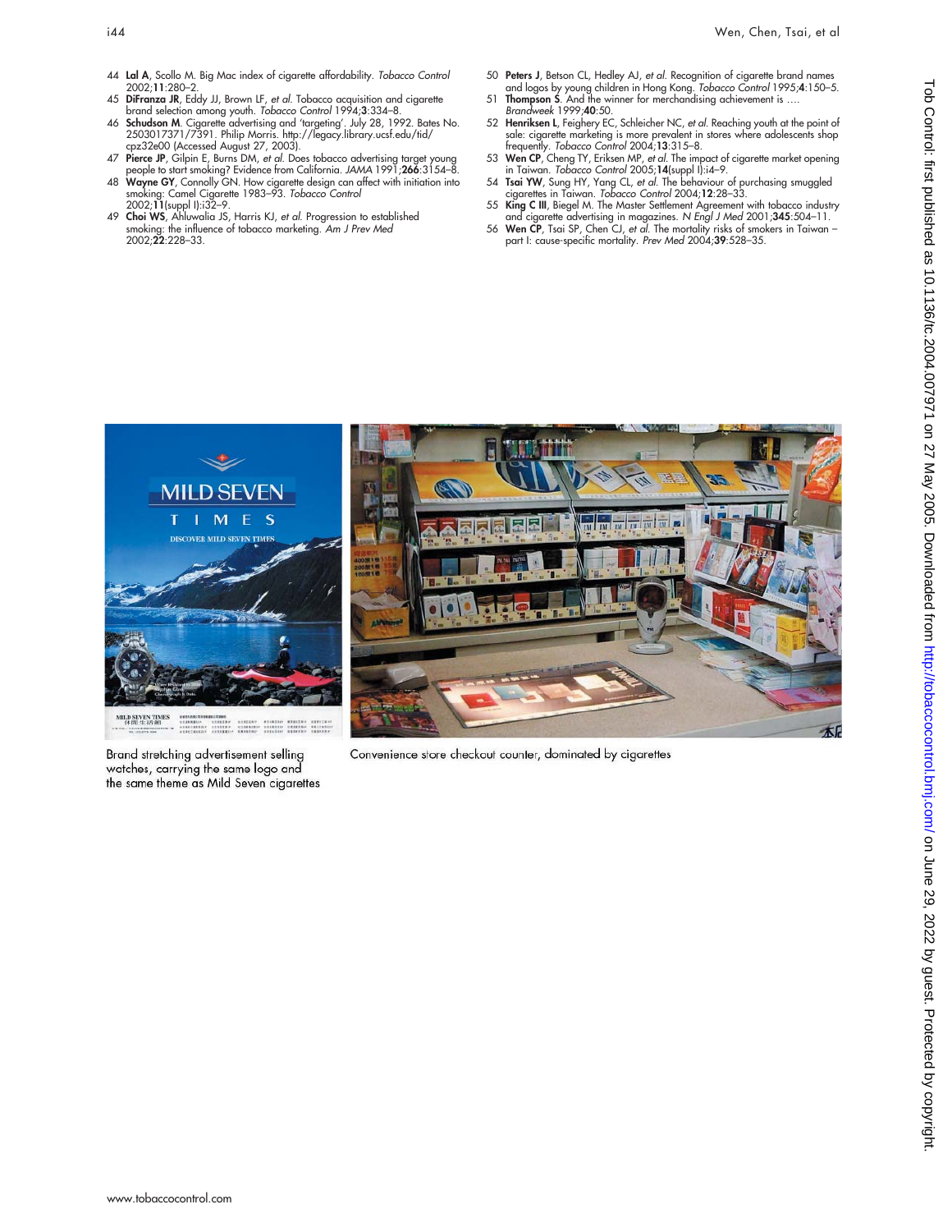44 **Lal A**, Scollo M. Big Mac index of cigarette affordability. *Tobacco Control* 2002;**11**:280–2.

45 **DiFranza JR**, Eddy JJ, Brown LF, *et al*. Tobacco acquisition and cigarette brand selection among youth. *Tobacco Control* 1994;**3**:334–8.

46 **Schudson M**. Cigarette advertising and 'targeting'. July 28, 1992. Bates No. 2503017371/7391. Philip Morris. http://legacy.library.ucsf.edu/tid/cpz32e00 (Accessed August 27, 2003).

47 **Pierce JP**, Gilpin E, Burns DM, *et al*. Does tobacco advertising target young people to start smoking? Evidence from California. *JAMA* 1991;**266**:3154–8.

48 **Wayne GY**, Connolly GN. How cigarette design can affect with initiation into smoking: Camel Cigarette 1983–93. *Tobacco Control* 2002;**11**(suppl I):i32–9.

49 **Choi WS**, Ahluwalia JS, Harris KJ, *et al*. Progression to established smoking: the influence of tobacco marketing. *Am J Prev Med* 2002;**22**:228–33.

50 **Peters J**, Betson CL, Hedley AJ, *et al*. Recognition of cigarette brand names and logos by young children in Hong Kong. *Tobacco Control* 1995;**4**:150–5.

51 **Thompson S**. And the winner for merchandising achievement is …. *Brandweek* 1999;**40**:50.

52 **Henriksen L**, Feighery EC, Schleicher NC, *et al*. Reaching youth at the point of sale: cigarette marketing is more prevalent in stores where adolescents shop frequently. *Tobacco Control* 2004;**13**:315–8.

53 **Wen CP**, Cheng TY, Eriksen MP, *et al*. The impact of cigarette market opening in Taiwan. *Tobacco Control* 2005;**14**(suppl I):i4–9.

54 **Tsai YW**, Sung HY, Yang CL, *et al*. The behaviour of purchasing smuggled cigarettes in Taiwan. *Tobacco Control* 2004;**12**:28–33.

55 **King C III**, Biegel M. The Master Settlement Agreement with tobacco industry and cigarette advertising in magazines. *N Engl J Med* 2001;**345**:504–11.

56 **Wen CP**, Tsai SP, Chen CJ, *et al*. The mortality risks of smokers in Taiwan – part I: cause-specific mortality. *Prev Med* 2004;**39**:528–35.

Brand stretching advertisement selling watches, carrying the same logo and the same theme as Mild Seven cigarettes

Convenience store checkout counter, dominated by cigarettes